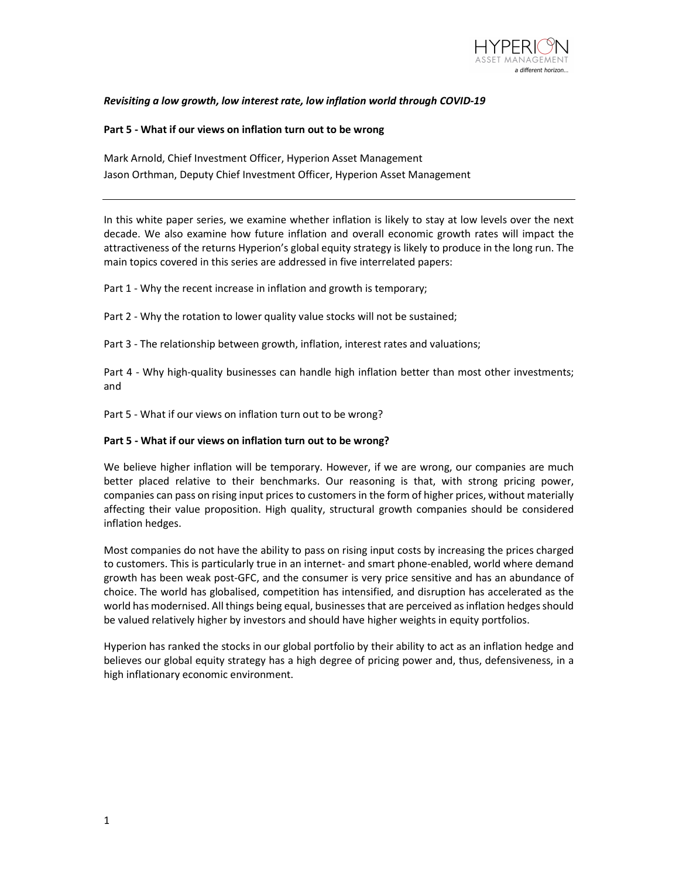*Revisiting a low growth, low interest rate, low inflation world through COVID-19*

**Part 5 - What if our views on inflation turn out to be wrong**

Mark Arnold, Chief Investment Officer, Hyperion Asset Management
Jason Orthman, Deputy Chief Investment Officer, Hyperion Asset Management

---

In this white paper series, we examine whether inflation is likely to stay at low levels over the next decade. We also examine how future inflation and overall economic growth rates will impact the attractiveness of the returns Hyperion's global equity strategy is likely to produce in the long run. The main topics covered in this series are addressed in five interrelated papers:

Part 1 - Why the recent increase in inflation and growth is temporary;

Part 2 - Why the rotation to lower quality value stocks will not be sustained;

Part 3 - The relationship between growth, inflation, interest rates and valuations;

Part 4 - Why high-quality businesses can handle high inflation better than most other investments; and

Part 5 - What if our views on inflation turn out to be wrong?

**Part 5 - What if our views on inflation turn out to be wrong?**

We believe higher inflation will be temporary. However, if we are wrong, our companies are much better placed relative to their benchmarks. Our reasoning is that, with strong pricing power, companies can pass on rising input prices to customers in the form of higher prices, without materially affecting their value proposition. High quality, structural growth companies should be considered inflation hedges.

Most companies do not have the ability to pass on rising input costs by increasing the prices charged to customers. This is particularly true in an internet- and smart phone-enabled, world where demand growth has been weak post-GFC, and the consumer is very price sensitive and has an abundance of choice. The world has globalised, competition has intensified, and disruption has accelerated as the world has modernised. All things being equal, businesses that are perceived as inflation hedges should be valued relatively higher by investors and should have higher weights in equity portfolios.

Hyperion has ranked the stocks in our global portfolio by their ability to act as an inflation hedge and believes our global equity strategy has a high degree of pricing power and, thus, defensiveness, in a high inflationary economic environment.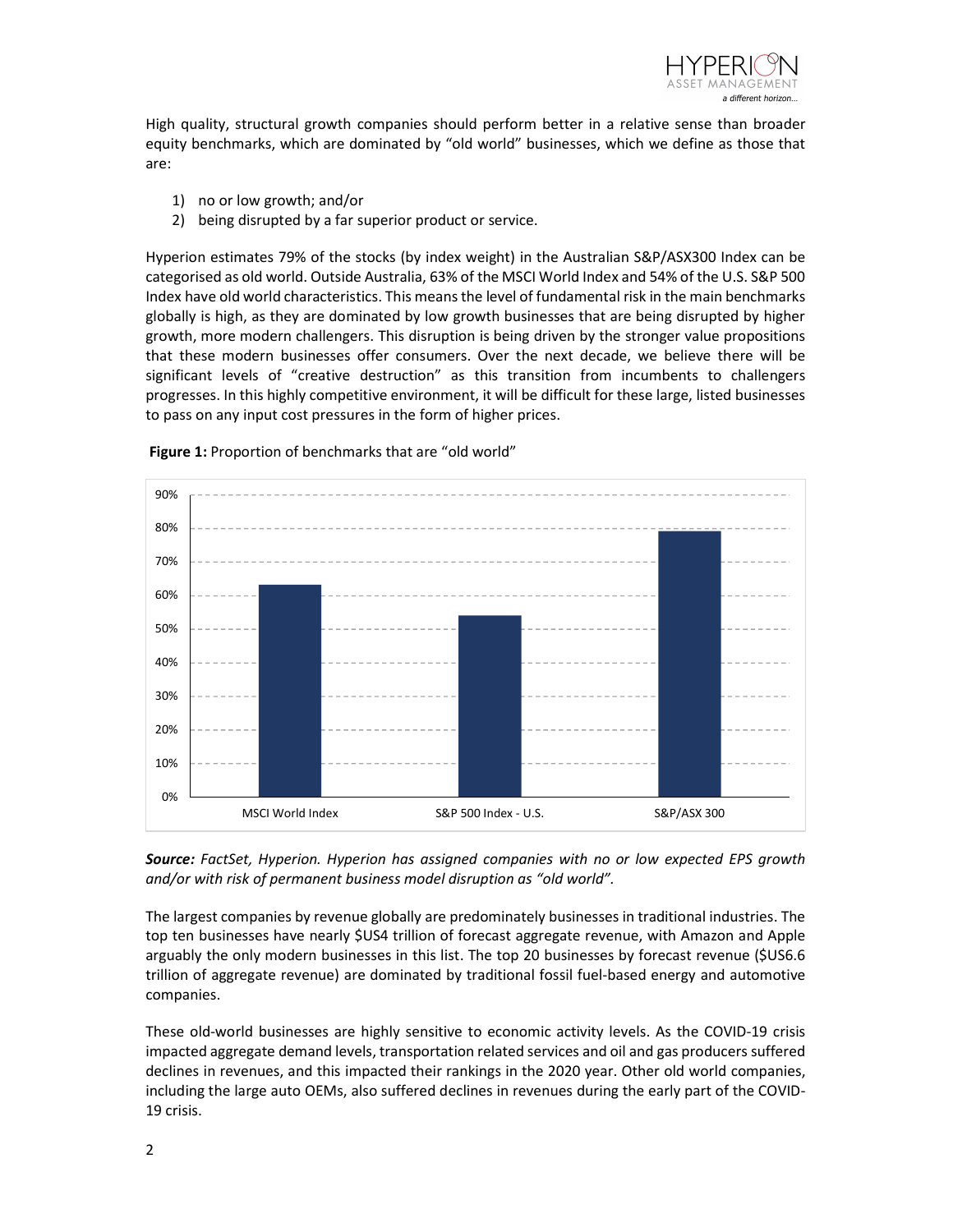High quality, structural growth companies should perform better in a relative sense than broader equity benchmarks, which are dominated by "old world" businesses, which we define as those that are:

1) no or low growth; and/or
2) being disrupted by a far superior product or service.

Hyperion estimates 79% of the stocks (by index weight) in the Australian S&P/ASX300 Index can be categorised as old world. Outside Australia, 63% of the MSCI World Index and 54% of the U.S. S&P 500 Index have old world characteristics. This means the level of fundamental risk in the main benchmarks globally is high, as they are dominated by low growth businesses that are being disrupted by higher growth, more modern challengers. This disruption is being driven by the stronger value propositions that these modern businesses offer consumers. Over the next decade, we believe there will be significant levels of "creative destruction" as this transition from incumbents to challengers progresses. In this highly competitive environment, it will be difficult for these large, listed businesses to pass on any input cost pressures in the form of higher prices.

**Figure 1:** Proportion of benchmarks that are "old world"

| Index | Proportion "old world" |
|---|---|
| MSCI World Index | 63% |
| S&P 500 Index - U.S. | 54% |
| S&P/ASX 300 | 79% |

***Source:*** *FactSet, Hyperion. Hyperion has assigned companies with no or low expected EPS growth and/or with risk of permanent business model disruption as "old world".*

The largest companies by revenue globally are predominately businesses in traditional industries. The top ten businesses have nearly $US4 trillion of forecast aggregate revenue, with Amazon and Apple arguably the only modern businesses in this list. The top 20 businesses by forecast revenue ($US6.6 trillion of aggregate revenue) are dominated by traditional fossil fuel-based energy and automotive companies.

These old-world businesses are highly sensitive to economic activity levels. As the COVID-19 crisis impacted aggregate demand levels, transportation related services and oil and gas producers suffered declines in revenues, and this impacted their rankings in the 2020 year. Other old world companies, including the large auto OEMs, also suffered declines in revenues during the early part of the COVID-19 crisis.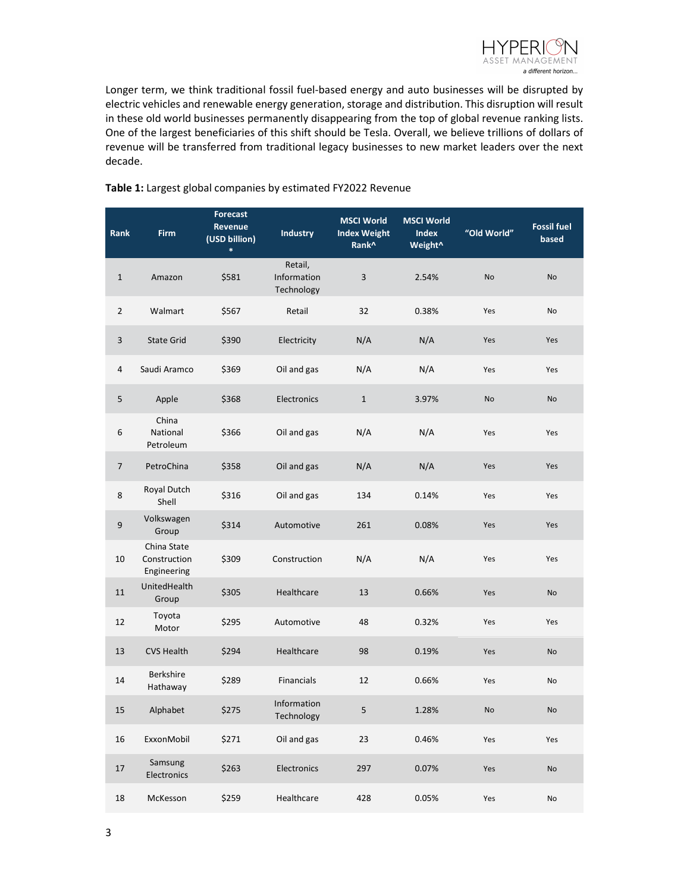Longer term, we think traditional fossil fuel-based energy and auto businesses will be disrupted by electric vehicles and renewable energy generation, storage and distribution. This disruption will result in these old world businesses permanently disappearing from the top of global revenue ranking lists. One of the largest beneficiaries of this shift should be Tesla. Overall, we believe trillions of dollars of revenue will be transferred from traditional legacy businesses to new market leaders over the next decade.

**Table 1:** Largest global companies by estimated FY2022 Revenue

| Rank | Firm | Forecast Revenue (USD billion) * | Industry | MSCI World Index Weight Rank^ | MSCI World Index Weight^ | "Old World" | Fossil fuel based |
|---|---|---|---|---|---|---|---|
| 1 | Amazon | $581 | Retail, Information Technology | 3 | 2.54% | No | No |
| 2 | Walmart | $567 | Retail | 32 | 0.38% | Yes | No |
| 3 | State Grid | $390 | Electricity | N/A | N/A | Yes | Yes |
| 4 | Saudi Aramco | $369 | Oil and gas | N/A | N/A | Yes | Yes |
| 5 | Apple | $368 | Electronics | 1 | 3.97% | No | No |
| 6 | China National Petroleum | $366 | Oil and gas | N/A | N/A | Yes | Yes |
| 7 | PetroChina | $358 | Oil and gas | N/A | N/A | Yes | Yes |
| 8 | Royal Dutch Shell | $316 | Oil and gas | 134 | 0.14% | Yes | Yes |
| 9 | Volkswagen Group | $314 | Automotive | 261 | 0.08% | Yes | Yes |
| 10 | China State Construction Engineering | $309 | Construction | N/A | N/A | Yes | Yes |
| 11 | UnitedHealth Group | $305 | Healthcare | 13 | 0.66% | Yes | No |
| 12 | Toyota Motor | $295 | Automotive | 48 | 0.32% | Yes | Yes |
| 13 | CVS Health | $294 | Healthcare | 98 | 0.19% | Yes | No |
| 14 | Berkshire Hathaway | $289 | Financials | 12 | 0.66% | Yes | No |
| 15 | Alphabet | $275 | Information Technology | 5 | 1.28% | No | No |
| 16 | ExxonMobil | $271 | Oil and gas | 23 | 0.46% | Yes | Yes |
| 17 | Samsung Electronics | $263 | Electronics | 297 | 0.07% | Yes | No |
| 18 | McKesson | $259 | Healthcare | 428 | 0.05% | Yes | No |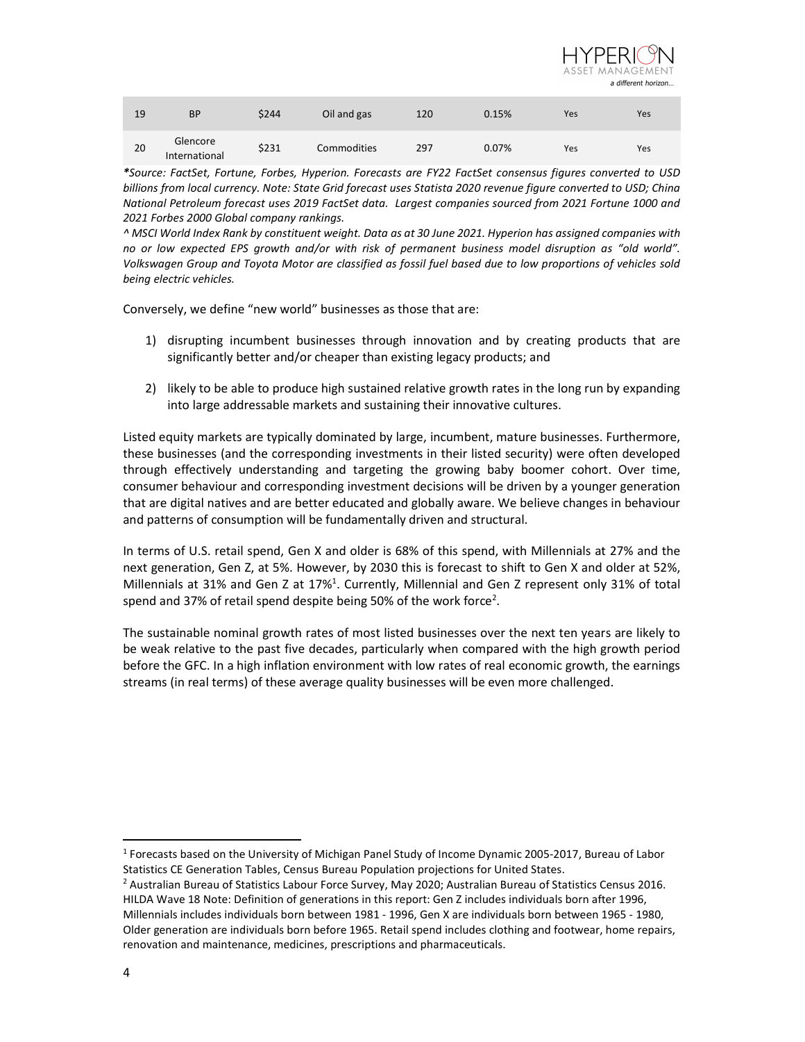| 19 | BP | $244 | Oil and gas | 120 | 0.15% | Yes | Yes |
|---|---|---|---|---|---|---|---|
| 20 | Glencore International | $231 | Commodities | 297 | 0.07% | Yes | Yes |

*\*Source: FactSet, Fortune, Forbes, Hyperion. Forecasts are FY22 FactSet consensus figures converted to USD billions from local currency. Note: State Grid forecast uses Statista 2020 revenue figure converted to USD; China National Petroleum forecast uses 2019 FactSet data. Largest companies sourced from 2021 Fortune 1000 and 2021 Forbes 2000 Global company rankings.*

*^ MSCI World Index Rank by constituent weight. Data as at 30 June 2021. Hyperion has assigned companies with no or low expected EPS growth and/or with risk of permanent business model disruption as "old world". Volkswagen Group and Toyota Motor are classified as fossil fuel based due to low proportions of vehicles sold being electric vehicles.*

Conversely, we define "new world" businesses as those that are:

1) disrupting incumbent businesses through innovation and by creating products that are significantly better and/or cheaper than existing legacy products; and

2) likely to be able to produce high sustained relative growth rates in the long run by expanding into large addressable markets and sustaining their innovative cultures.

Listed equity markets are typically dominated by large, incumbent, mature businesses. Furthermore, these businesses (and the corresponding investments in their listed security) were often developed through effectively understanding and targeting the growing baby boomer cohort. Over time, consumer behaviour and corresponding investment decisions will be driven by a younger generation that are digital natives and are better educated and globally aware. We believe changes in behaviour and patterns of consumption will be fundamentally driven and structural.

In terms of U.S. retail spend, Gen X and older is 68% of this spend, with Millennials at 27% and the next generation, Gen Z, at 5%. However, by 2030 this is forecast to shift to Gen X and older at 52%, Millennials at 31% and Gen Z at 17%[1]. Currently, Millennial and Gen Z represent only 31% of total spend and 37% of retail spend despite being 50% of the work force[2].

The sustainable nominal growth rates of most listed businesses over the next ten years are likely to be weak relative to the past five decades, particularly when compared with the high growth period before the GFC. In a high inflation environment with low rates of real economic growth, the earnings streams (in real terms) of these average quality businesses will be even more challenged.

---

[1] Forecasts based on the University of Michigan Panel Study of Income Dynamic 2005-2017, Bureau of Labor Statistics CE Generation Tables, Census Bureau Population projections for United States.

[2] Australian Bureau of Statistics Labour Force Survey, May 2020; Australian Bureau of Statistics Census 2016. HILDA Wave 18 Note: Definition of generations in this report: Gen Z includes individuals born after 1996, Millennials includes individuals born between 1981 - 1996, Gen X are individuals born between 1965 - 1980, Older generation are individuals born before 1965. Retail spend includes clothing and footwear, home repairs, renovation and maintenance, medicines, prescriptions and pharmaceuticals.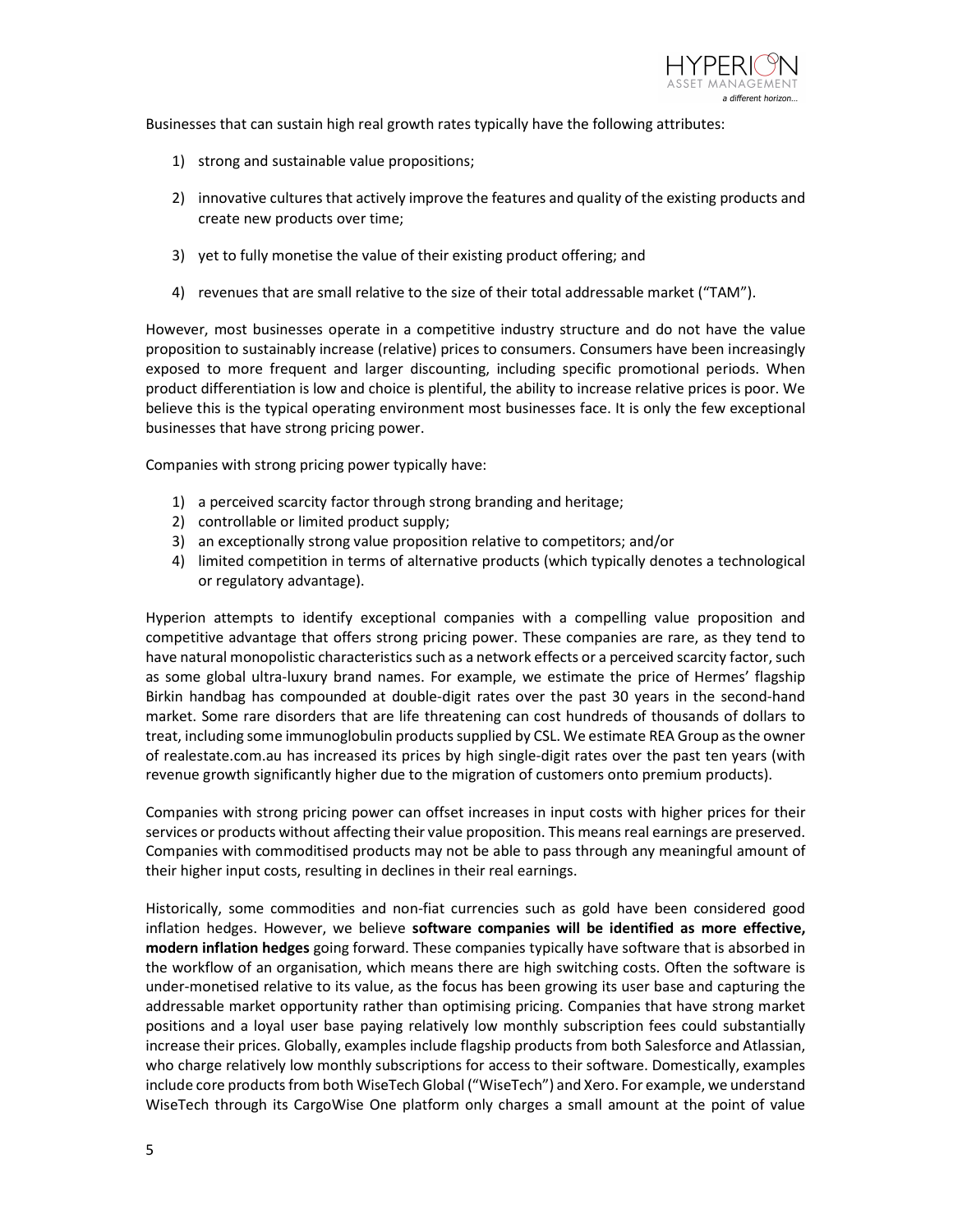Businesses that can sustain high real growth rates typically have the following attributes:

1) strong and sustainable value propositions;

2) innovative cultures that actively improve the features and quality of the existing products and create new products over time;

3) yet to fully monetise the value of their existing product offering; and

4) revenues that are small relative to the size of their total addressable market ("TAM").

However, most businesses operate in a competitive industry structure and do not have the value proposition to sustainably increase (relative) prices to consumers. Consumers have been increasingly exposed to more frequent and larger discounting, including specific promotional periods. When product differentiation is low and choice is plentiful, the ability to increase relative prices is poor. We believe this is the typical operating environment most businesses face. It is only the few exceptional businesses that have strong pricing power.

Companies with strong pricing power typically have:

1) a perceived scarcity factor through strong branding and heritage;
2) controllable or limited product supply;
3) an exceptionally strong value proposition relative to competitors; and/or
4) limited competition in terms of alternative products (which typically denotes a technological or regulatory advantage).

Hyperion attempts to identify exceptional companies with a compelling value proposition and competitive advantage that offers strong pricing power. These companies are rare, as they tend to have natural monopolistic characteristics such as a network effects or a perceived scarcity factor, such as some global ultra-luxury brand names. For example, we estimate the price of Hermes' flagship Birkin handbag has compounded at double-digit rates over the past 30 years in the second-hand market. Some rare disorders that are life threatening can cost hundreds of thousands of dollars to treat, including some immunoglobulin products supplied by CSL. We estimate REA Group as the owner of realestate.com.au has increased its prices by high single-digit rates over the past ten years (with revenue growth significantly higher due to the migration of customers onto premium products).

Companies with strong pricing power can offset increases in input costs with higher prices for their services or products without affecting their value proposition. This means real earnings are preserved. Companies with commoditised products may not be able to pass through any meaningful amount of their higher input costs, resulting in declines in their real earnings.

Historically, some commodities and non-fiat currencies such as gold have been considered good inflation hedges. However, we believe **software companies will be identified as more effective, modern inflation hedges** going forward. These companies typically have software that is absorbed in the workflow of an organisation, which means there are high switching costs. Often the software is under-monetised relative to its value, as the focus has been growing its user base and capturing the addressable market opportunity rather than optimising pricing. Companies that have strong market positions and a loyal user base paying relatively low monthly subscription fees could substantially increase their prices. Globally, examples include flagship products from both Salesforce and Atlassian, who charge relatively low monthly subscriptions for access to their software. Domestically, examples include core products from both WiseTech Global ("WiseTech") and Xero. For example, we understand WiseTech through its CargoWise One platform only charges a small amount at the point of value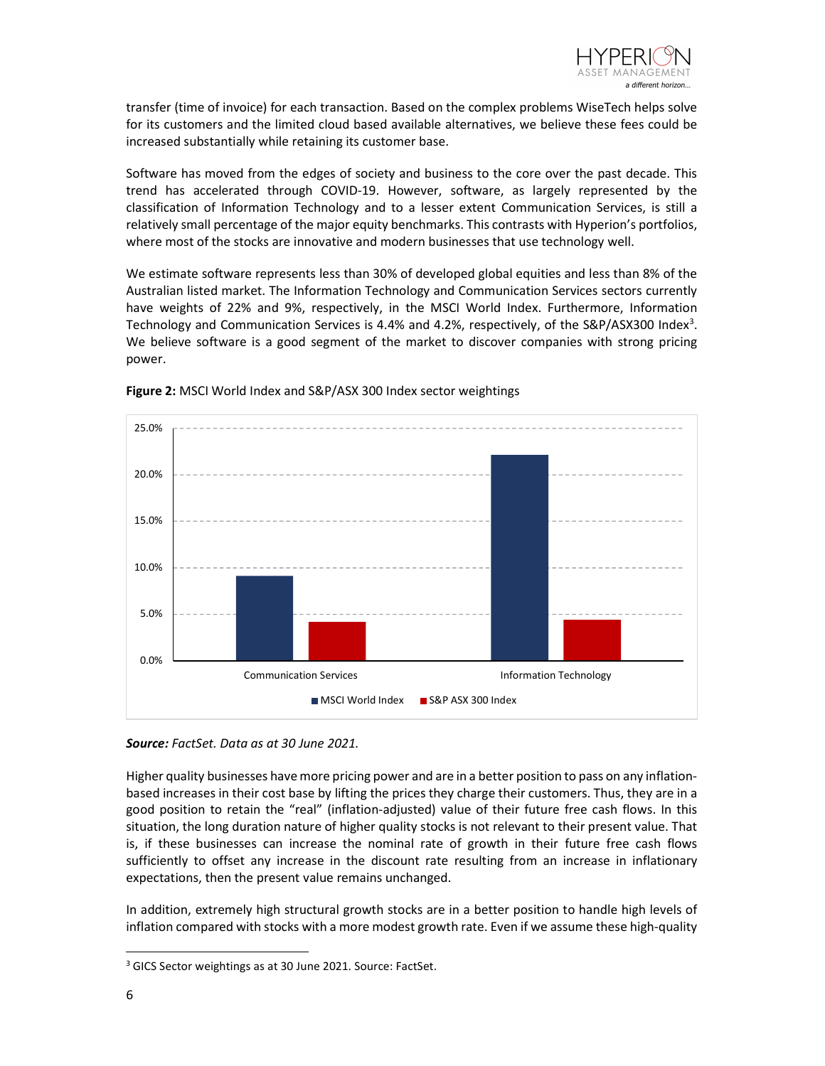transfer (time of invoice) for each transaction. Based on the complex problems WiseTech helps solve for its customers and the limited cloud based available alternatives, we believe these fees could be increased substantially while retaining its customer base.

Software has moved from the edges of society and business to the core over the past decade. This trend has accelerated through COVID-19. However, software, as largely represented by the classification of Information Technology and to a lesser extent Communication Services, is still a relatively small percentage of the major equity benchmarks. This contrasts with Hyperion's portfolios, where most of the stocks are innovative and modern businesses that use technology well.

We estimate software represents less than 30% of developed global equities and less than 8% of the Australian listed market. The Information Technology and Communication Services sectors currently have weights of 22% and 9%, respectively, in the MSCI World Index. Furthermore, Information Technology and Communication Services is 4.4% and 4.2%, respectively, of the S&P/ASX300 Index[3]. We believe software is a good segment of the market to discover companies with strong pricing power.

**Figure 2:** MSCI World Index and S&P/ASX 300 Index sector weightings

***Source:*** *FactSet. Data as at 30 June 2021.*

Higher quality businesses have more pricing power and are in a better position to pass on any inflation-based increases in their cost base by lifting the prices they charge their customers. Thus, they are in a good position to retain the "real" (inflation-adjusted) value of their future free cash flows. In this situation, the long duration nature of higher quality stocks is not relevant to their present value. That is, if these businesses can increase the nominal rate of growth in their future free cash flows sufficiently to offset any increase in the discount rate resulting from an increase in inflationary expectations, then the present value remains unchanged.

In addition, extremely high structural growth stocks are in a better position to handle high levels of inflation compared with stocks with a more modest growth rate. Even if we assume these high-quality

[3] GICS Sector weightings as at 30 June 2021. Source: FactSet.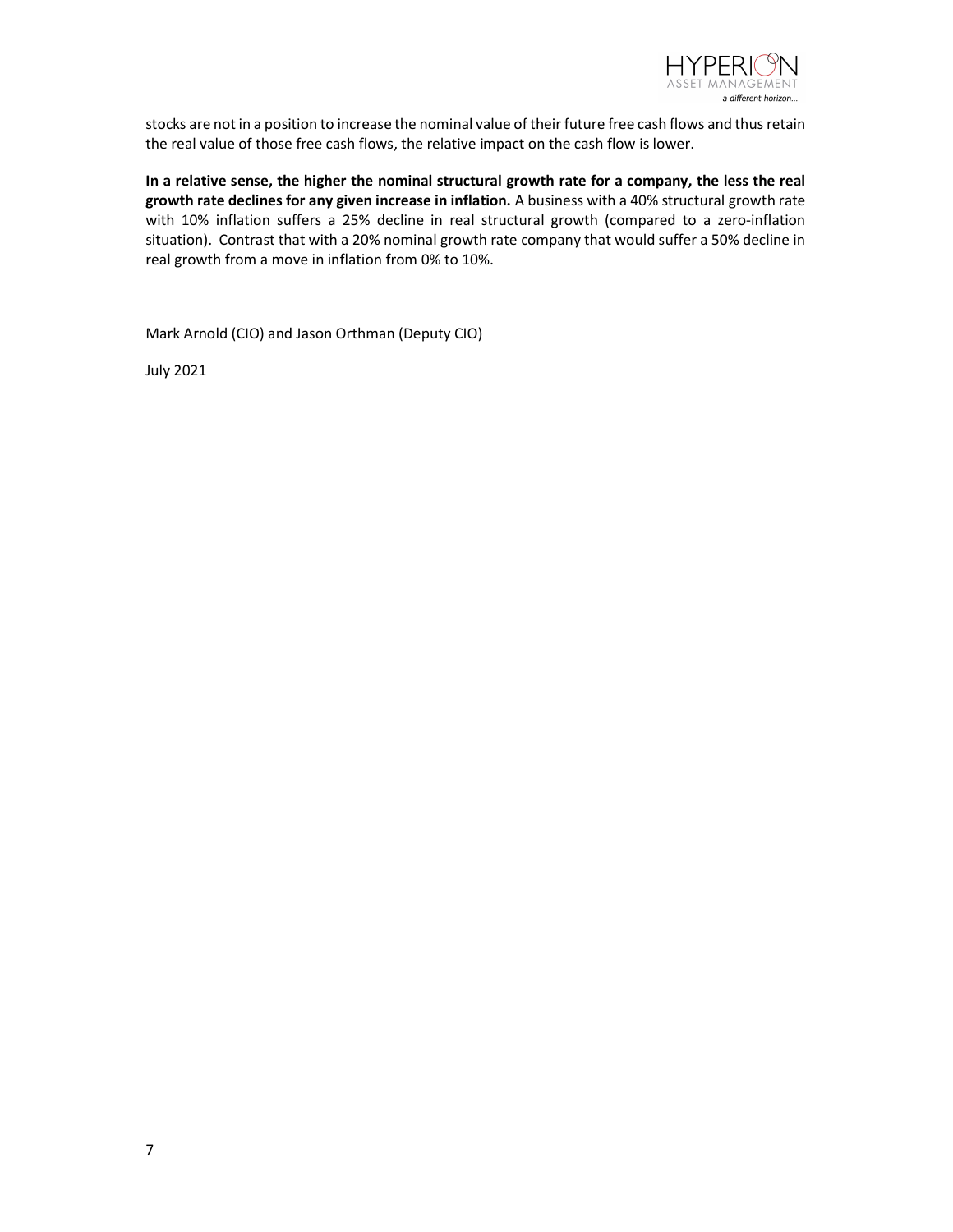stocks are not in a position to increase the nominal value of their future free cash flows and thus retain the real value of those free cash flows, the relative impact on the cash flow is lower.

**In a relative sense, the higher the nominal structural growth rate for a company, the less the real growth rate declines for any given increase in inflation.** A business with a 40% structural growth rate with 10% inflation suffers a 25% decline in real structural growth (compared to a zero-inflation situation). Contrast that with a 20% nominal growth rate company that would suffer a 50% decline in real growth from a move in inflation from 0% to 10%.

Mark Arnold (CIO) and Jason Orthman (Deputy CIO)

July 2021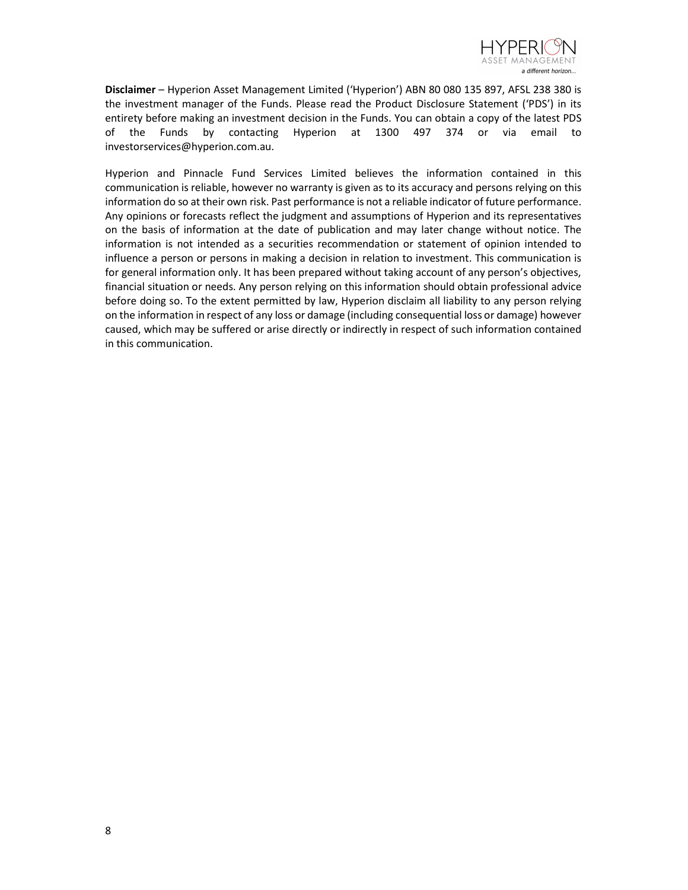**Disclaimer** – Hyperion Asset Management Limited ('Hyperion') ABN 80 080 135 897, AFSL 238 380 is the investment manager of the Funds. Please read the Product Disclosure Statement ('PDS') in its entirety before making an investment decision in the Funds. You can obtain a copy of the latest PDS of the Funds by contacting Hyperion at 1300 497 374 or via email to investorservices@hyperion.com.au.

Hyperion and Pinnacle Fund Services Limited believes the information contained in this communication is reliable, however no warranty is given as to its accuracy and persons relying on this information do so at their own risk. Past performance is not a reliable indicator of future performance. Any opinions or forecasts reflect the judgment and assumptions of Hyperion and its representatives on the basis of information at the date of publication and may later change without notice. The information is not intended as a securities recommendation or statement of opinion intended to influence a person or persons in making a decision in relation to investment. This communication is for general information only. It has been prepared without taking account of any person's objectives, financial situation or needs. Any person relying on this information should obtain professional advice before doing so. To the extent permitted by law, Hyperion disclaim all liability to any person relying on the information in respect of any loss or damage (including consequential loss or damage) however caused, which may be suffered or arise directly or indirectly in respect of such information contained in this communication.